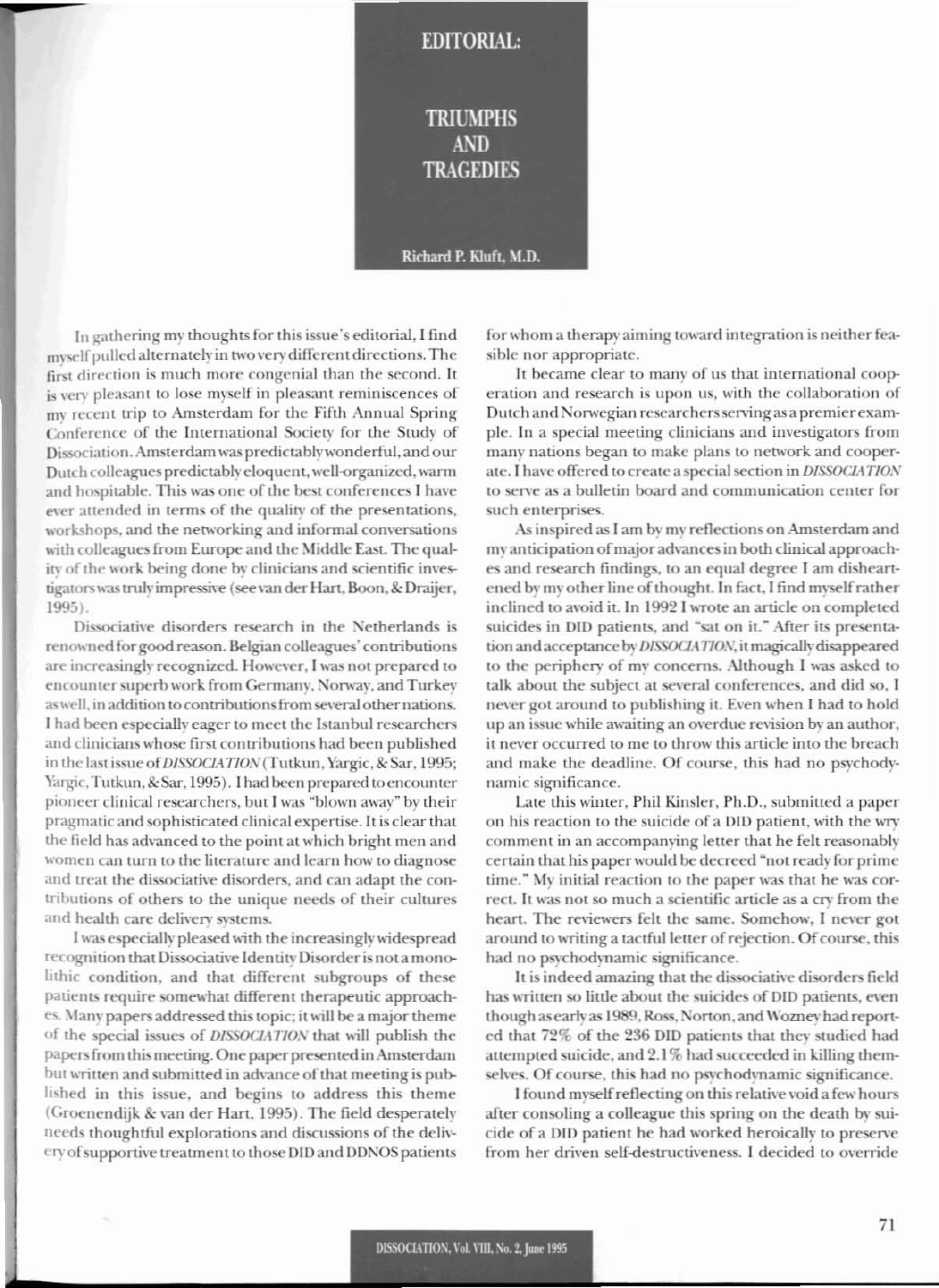# EDITORIAL:

# TRIUMPHS AND TRAGEDIES

**Richard P. Kluft, M.D.**

In gathering my thoughts for this issue's editorial, I find myself pulled alternately in two very different directions. The first direction is much more congenial than the second. It is very pleasant to lose myself in pleasant reminiscences of my recent trip to Amsterdam for the Fifth Annual Spring Conference of the International Society for the Study of Dissociation. Amsterdam was predictably wonderful, and our Dutch colleagues predictably eloquent, well-organized, warm and hospitable. This was one of the best conferences I have ever attended in terms of the quality of the presentations, workshops, and the networking and informal conversations with colleagues from Europe and the Middle East. The quality of the work being done by clinicians and scientific investigators was truly impressive (see van der Hart, Boon, & Draijer, 1995).

Dissociative disorders research in the Netherlands is renowned for good reason. Belgian colleagues' contributions are increasingly recognized. However, I was not prepared to encounter superb work from Germany, Norway, and Turkey as well, in addition to contributions from several other nations. I had been especially eager to meet the Istanbul researchers and clinicians whose first contributions had been published in the last issue of *DISSOCIATION* (Tutkun, Yargic, & Sar, 1995; Yargic, Tutkun, & Sar, 1995). I had been prepared to encounter pioneer clinical researchers, but I was "blown away" by their pragmatic and sophisticated clinical expertise. It is clear that the field has advanced to the point at which bright men and women can turn to the literature and learn how to diagnose and treat the dissociative disorders, and can adapt the contributions of others to the unique needs of their cultures and health care delivery systems.

I was especially pleased with the increasingly widespread recognition that Dissociative Identity Disorder is not a monolithic condition, and that different subgroups of these patients require somewhat different therapeutic approaches. Many papers addressed this topic; it will be a major theme of the special issues of *DISSOCIATION* that will publish the papers from this meeting. One paper presented in Amsterdam but written and submitted in advance of that meeting is published in this issue, and begins to address this theme (Groenendijk & van der Hart, 1995). The field desperately needs thoughtful explorations and discussions of the delivery of supportive treatment to those DID and DDNOS patients for whom a therapy aiming toward integration is neither feasible nor appropriate.

It became clear to many of us that international cooperation and research is upon us, with the collaboration of Dutch and Norwegian researchers serving as a premier example. In a special meeting clinicians and investigators from many nations began to make plans to network and cooperate. I have offered to create a special section in *DISSOCIATION* to serve as a bulletin board and communication center for such enterprises.

As inspired as I am by my reflections on Amsterdam and my anticipation of major advances in both clinical approaches and research findings, to an equal degree I am disheartened by my other line of thought. In fact, I find myself rather inclined to avoid it. In 1992 I wrote an article on completed suicides in DID patients, and "sat on it." After its presentation and acceptance by *DISSOCIATION*, it magically disappeared to the periphery of my concerns. Although I was asked to talk about the subject at several conferences, and did so, I never got around to publishing it. Even when I had to hold up an issue while awaiting an overdue revision by an author, it never occurred to me to throw this article into the breach and make the deadline. Of course, this had no psychodynamic significance.

Late this winter, Phil Kinsler, Ph.D., submitted a paper on his reaction to the suicide of a DID patient, with the wry comment in an accompanying letter that he felt reasonably certain that his paper would be decreed "not ready for prime time." My initial reaction to the paper was that he was correct. It was not so much a scientific article as a cry from the heart. The reviewers felt the same. Somehow, I never got around to writing a tactful letter of rejection. Of course, this had no psychodynamic significance.

It is indeed amazing that the dissociative disorders field has written so little about the suicides of DID patients, even though as early as 1989, Ross, Norton, and Wozney had reported that 72% of the 236 DID patients that they studied had attempted suicide, and 2.1% had succeeded in killing themselves. Of course, this had no psychodynamic significance.

I found myself reflecting on this relative void a few hours after consoling a colleague this spring on the death by suicide of a DID patient he had worked heroically to preserve from her driven self-destructiveness. I decided to override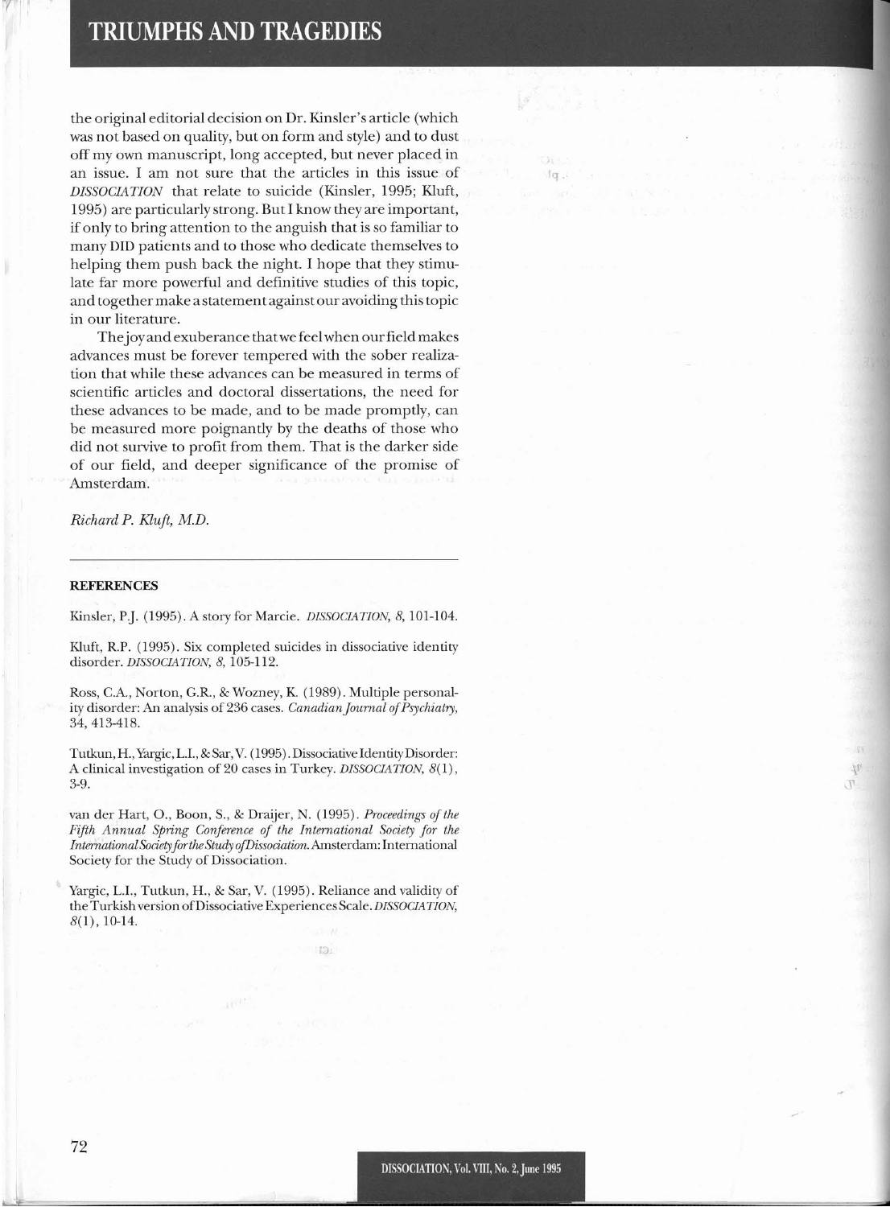the original editorial decision on Dr. Kinsler's article (which was not based on quality, but on form and style) and to dust off my own manuscript, long accepted, but never placed in an issue. I am not sure that the articles in this issue of *DISSOCIATION* that relate to suicide (Kinsler, 1995; Kluft, 1995) are particularly strong. But I know they are important, if only to bring attention to the anguish that is so familiar to many DID patients and to those who dedicate themselves to helping them push back the night. I hope that they stimulate far more powerful and definitive studies of this topic, and together make a statement against our avoiding this topic in our literature.

The joy and exuberance that we feel when our field makes advances must be forever tempered with the sober realization that while these advances can be measured in terms of scientific articles and doctoral dissertations, the need for these advances to be made, and to be made promptly, can be measured more poignantly by the deaths of those who did not survive to profit from them. That is the darker side of our field, and deeper significance of the promise of Amsterdam.

*Richard P. Kluft, M.D.*

---

**REFERENCES**

Kinsler, P.J. (1995). A story for Marcie. *DISSOCIATION, 8*, 101-104.

Kluft, R.P. (1995). Six completed suicides in dissociative identity disorder. *DISSOCIATION, 8*, 105-112.

Ross, C.A., Norton, G.R., & Wozney, K. (1989). Multiple personality disorder: An analysis of 236 cases. *Canadian Journal of Psychiatry*, 34, 413-418.

Tutkun, H., Yargic, L.I., & Sar, V. (1995). Dissociative Identity Disorder: A clinical investigation of 20 cases in Turkey. *DISSOCIATION, 8*(1), 3-9.

van der Hart, O., Boon, S., & Draijer, N. (1995). *Proceedings of the Fifth Annual Spring Conference of the International Society for the International Society for the Study of Dissociation.* Amsterdam: International Society for the Study of Dissociation.

Yargic, L.I., Tutkun, H., & Sar, V. (1995). Reliance and validity of the Turkish version of Dissociative Experiences Scale. *DISSOCIATION, 8*(1), 10-14.